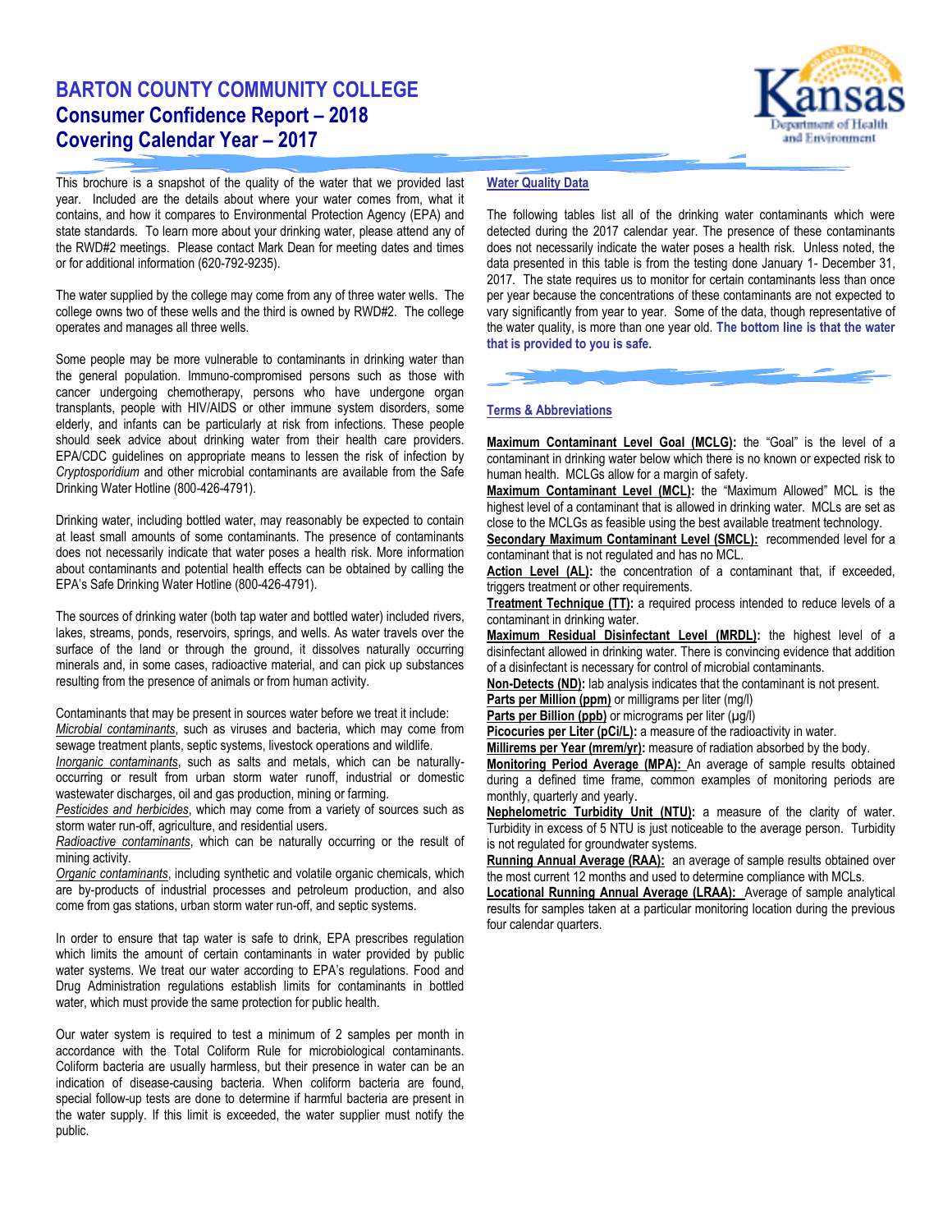# BARTON COUNTY COMMUNITY COLLEGE
## Consumer Confidence Report – 2018
## Covering Calendar Year – 2017

This brochure is a snapshot of the quality of the water that we provided last year. Included are the details about where your water comes from, what it contains, and how it compares to Environmental Protection Agency (EPA) and state standards. To learn more about your drinking water, please attend any of the RWD#2 meetings. Please contact Mark Dean for meeting dates and times or for additional information (620-792-9235).

The water supplied by the college may come from any of three water wells. The college owns two of these wells and the third is owned by RWD#2. The college operates and manages all three wells.

Some people may be more vulnerable to contaminants in drinking water than the general population. Immuno-compromised persons such as those with cancer undergoing chemotherapy, persons who have undergone organ transplants, people with HIV/AIDS or other immune system disorders, some elderly, and infants can be particularly at risk from infections. These people should seek advice about drinking water from their health care providers. EPA/CDC guidelines on appropriate means to lessen the risk of infection by *Cryptosporidium* and other microbial contaminants are available from the Safe Drinking Water Hotline (800-426-4791).

Drinking water, including bottled water, may reasonably be expected to contain at least small amounts of some contaminants. The presence of contaminants does not necessarily indicate that water poses a health risk. More information about contaminants and potential health effects can be obtained by calling the EPA's Safe Drinking Water Hotline (800-426-4791).

The sources of drinking water (both tap water and bottled water) included rivers, lakes, streams, ponds, reservoirs, springs, and wells. As water travels over the surface of the land or through the ground, it dissolves naturally occurring minerals and, in some cases, radioactive material, and can pick up substances resulting from the presence of animals or from human activity.

Contaminants that may be present in sources water before we treat it include:
*Microbial contaminants*, such as viruses and bacteria, which may come from sewage treatment plants, septic systems, livestock operations and wildlife.
*Inorganic contaminants*, such as salts and metals, which can be naturally-occurring or result from urban storm water runoff, industrial or domestic wastewater discharges, oil and gas production, mining or farming.
*Pesticides and herbicides*, which may come from a variety of sources such as storm water run-off, agriculture, and residential users.
*Radioactive contaminants*, which can be naturally occurring or the result of mining activity.
*Organic contaminants*, including synthetic and volatile organic chemicals, which are by-products of industrial processes and petroleum production, and also come from gas stations, urban storm water run-off, and septic systems.

In order to ensure that tap water is safe to drink, EPA prescribes regulation which limits the amount of certain contaminants in water provided by public water systems. We treat our water according to EPA's regulations. Food and Drug Administration regulations establish limits for contaminants in bottled water, which must provide the same protection for public health.

Our water system is required to test a minimum of 2 samples per month in accordance with the Total Coliform Rule for microbiological contaminants. Coliform bacteria are usually harmless, but their presence in water can be an indication of disease-causing bacteria. When coliform bacteria are found, special follow-up tests are done to determine if harmful bacteria are present in the water supply. If this limit is exceeded, the water supplier must notify the public.

### Water Quality Data

The following tables list all of the drinking water contaminants which were detected during the 2017 calendar year. The presence of these contaminants does not necessarily indicate the water poses a health risk. Unless noted, the data presented in this table is from the testing done January 1- December 31, 2017. The state requires us to monitor for certain contaminants less than once per year because the concentrations of these contaminants are not expected to vary significantly from year to year. Some of the data, though representative of the water quality, is more than one year old. **The bottom line is that the water that is provided to you is safe.**

### Terms & Abbreviations

**Maximum Contaminant Level Goal (MCLG):** the "Goal" is the level of a contaminant in drinking water below which there is no known or expected risk to human health. MCLGs allow for a margin of safety.
**Maximum Contaminant Level (MCL):** the "Maximum Allowed" MCL is the highest level of a contaminant that is allowed in drinking water. MCLs are set as close to the MCLGs as feasible using the best available treatment technology.
**Secondary Maximum Contaminant Level (SMCL):** recommended level for a contaminant that is not regulated and has no MCL.
**Action Level (AL):** the concentration of a contaminant that, if exceeded, triggers treatment or other requirements.
**Treatment Technique (TT):** a required process intended to reduce levels of a contaminant in drinking water.
**Maximum Residual Disinfectant Level (MRDL):** the highest level of a disinfectant allowed in drinking water. There is convincing evidence that addition of a disinfectant is necessary for control of microbial contaminants.
**Non-Detects (ND):** lab analysis indicates that the contaminant is not present.
**Parts per Million (ppm)** or milligrams per liter (mg/l)
**Parts per Billion (ppb)** or micrograms per liter (µg/l)
**Picocuries per Liter (pCi/L):** a measure of the radioactivity in water.
**Millirems per Year (mrem/yr):** measure of radiation absorbed by the body.
**Monitoring Period Average (MPA):** An average of sample results obtained during a defined time frame, common examples of monitoring periods are monthly, quarterly and yearly.
**Nephelometric Turbidity Unit (NTU):** a measure of the clarity of water. Turbidity in excess of 5 NTU is just noticeable to the average person. Turbidity is not regulated for groundwater systems.
**Running Annual Average (RAA):** an average of sample results obtained over the most current 12 months and used to determine compliance with MCLs.
**Locational Running Annual Average (LRAA):** Average of sample analytical results for samples taken at a particular monitoring location during the previous four calendar quarters.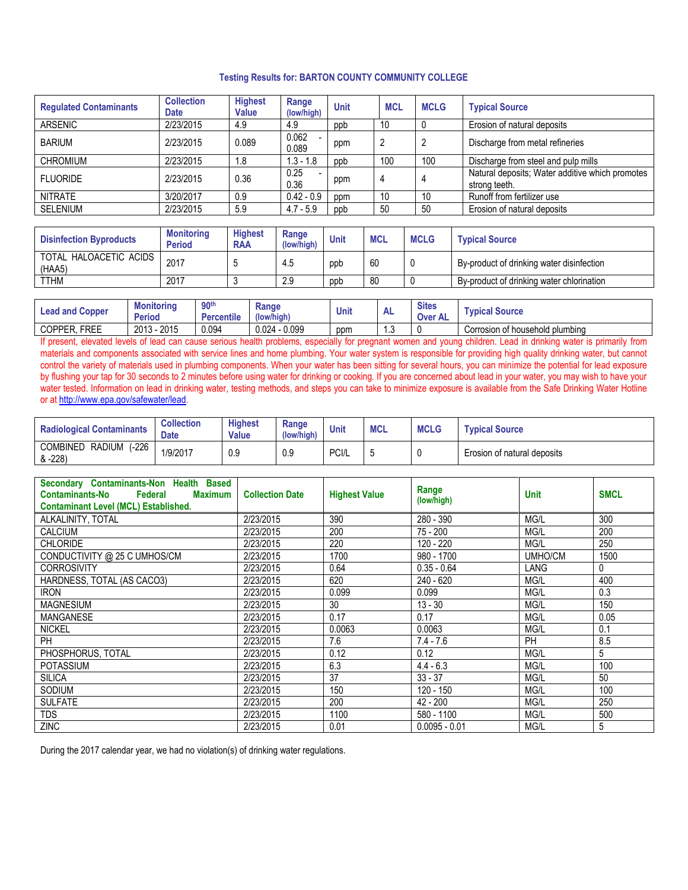### Testing Results for: BARTON COUNTY COMMUNITY COLLEGE

| Regulated Contaminants | Collection Date | Highest Value | Range (low/high) | Unit | MCL | MCLG | Typical Source |
|---|---|---|---|---|---|---|---|
| ARSENIC | 2/23/2015 | 4.9 | 4.9 | ppb | 10 | 0 | Erosion of natural deposits |
| BARIUM | 2/23/2015 | 0.089 | 0.062 - 0.089 | ppm | 2 | 2 | Discharge from metal refineries |
| CHROMIUM | 2/23/2015 | 1.8 | 1.3 - 1.8 | ppb | 100 | 100 | Discharge from steel and pulp mills |
| FLUORIDE | 2/23/2015 | 0.36 | 0.25 - 0.36 | ppm | 4 | 4 | Natural deposits; Water additive which promotes strong teeth. |
| NITRATE | 3/20/2017 | 0.9 | 0.42 - 0.9 | ppm | 10 | 10 | Runoff from fertilizer use |
| SELENIUM | 2/23/2015 | 5.9 | 4.7 - 5.9 | ppb | 50 | 50 | Erosion of natural deposits |

| Disinfection Byproducts | Monitoring Period | Highest RAA | Range (low/high) | Unit | MCL | MCLG | Typical Source |
|---|---|---|---|---|---|---|---|
| TOTAL HALOACETIC ACIDS (HAA5) | 2017 | 5 | 4.5 | ppb | 60 | 0 | By-product of drinking water disinfection |
| TTHM | 2017 | 3 | 2.9 | ppb | 80 | 0 | By-product of drinking water chlorination |

| Lead and Copper | Monitoring Period | 90th Percentile | Range (low/high) | Unit | AL | Sites Over AL | Typical Source |
|---|---|---|---|---|---|---|---|
| COPPER, FREE | 2013 - 2015 | 0.094 | 0.024 - 0.099 | ppm | 1.3 | 0 | Corrosion of household plumbing |

If present, elevated levels of lead can cause serious health problems, especially for pregnant women and young children. Lead in drinking water is primarily from materials and components associated with service lines and home plumbing. Your water system is responsible for providing high quality drinking water, but cannot control the variety of materials used in plumbing components. When your water has been sitting for several hours, you can minimize the potential for lead exposure by flushing your tap for 30 seconds to 2 minutes before using water for drinking or cooking. If you are concerned about lead in your water, you may wish to have your water tested. Information on lead in drinking water, testing methods, and steps you can take to minimize exposure is available from the Safe Drinking Water Hotline or at http://www.epa.gov/safewater/lead.

| Radiological Contaminants | Collection Date | Highest Value | Range (low/high) | Unit | MCL | MCLG | Typical Source |
|---|---|---|---|---|---|---|---|
| COMBINED RADIUM (-226 & -228) | 1/9/2017 | 0.9 | 0.9 | PCI/L | 5 | 0 | Erosion of natural deposits |

| Secondary Contaminants-Non Health Based Contaminants-No Federal Maximum Contaminant Level (MCL) Established. | Collection Date | Highest Value | Range (low/high) | Unit | SMCL |
|---|---|---|---|---|---|
| ALKALINITY, TOTAL | 2/23/2015 | 390 | 280 - 390 | MG/L | 300 |
| CALCIUM | 2/23/2015 | 200 | 75 - 200 | MG/L | 200 |
| CHLORIDE | 2/23/2015 | 220 | 120 - 220 | MG/L | 250 |
| CONDUCTIVITY @ 25 C UMHOS/CM | 2/23/2015 | 1700 | 980 - 1700 | UMHO/CM | 1500 |
| CORROSIVITY | 2/23/2015 | 0.64 | 0.35 - 0.64 | LANG | 0 |
| HARDNESS, TOTAL (AS CACO3) | 2/23/2015 | 620 | 240 - 620 | MG/L | 400 |
| IRON | 2/23/2015 | 0.099 | 0.099 | MG/L | 0.3 |
| MAGNESIUM | 2/23/2015 | 30 | 13 - 30 | MG/L | 150 |
| MANGANESE | 2/23/2015 | 0.17 | 0.17 | MG/L | 0.05 |
| NICKEL | 2/23/2015 | 0.0063 | 0.0063 | MG/L | 0.1 |
| PH | 2/23/2015 | 7.6 | 7.4 - 7.6 | PH | 8.5 |
| PHOSPHORUS, TOTAL | 2/23/2015 | 0.12 | 0.12 | MG/L | 5 |
| POTASSIUM | 2/23/2015 | 6.3 | 4.4 - 6.3 | MG/L | 100 |
| SILICA | 2/23/2015 | 37 | 33 - 37 | MG/L | 50 |
| SODIUM | 2/23/2015 | 150 | 120 - 150 | MG/L | 100 |
| SULFATE | 2/23/2015 | 200 | 42 - 200 | MG/L | 250 |
| TDS | 2/23/2015 | 1100 | 580 - 1100 | MG/L | 500 |
| ZINC | 2/23/2015 | 0.01 | 0.0095 - 0.01 | MG/L | 5 |

During the 2017 calendar year, we had no violation(s) of drinking water regulations.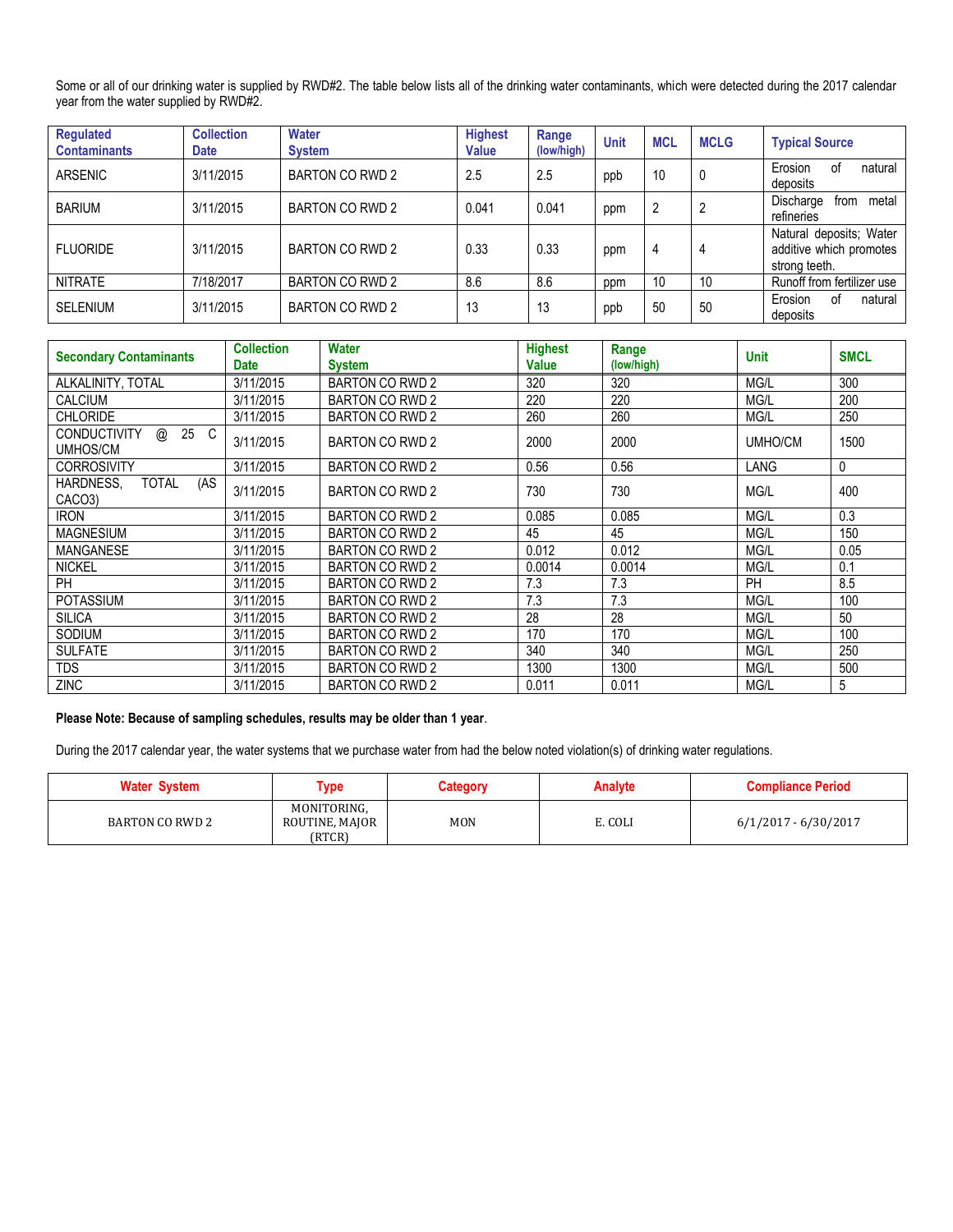Some or all of our drinking water is supplied by RWD#2. The table below lists all of the drinking water contaminants, which were detected during the 2017 calendar year from the water supplied by RWD#2.

| Regulated Contaminants | Collection Date | Water System | Highest Value | Range (low/high) | Unit | MCL | MCLG | Typical Source |
|---|---|---|---|---|---|---|---|---|
| ARSENIC | 3/11/2015 | BARTON CO RWD 2 | 2.5 | 2.5 | ppb | 10 | 0 | Erosion of natural deposits |
| BARIUM | 3/11/2015 | BARTON CO RWD 2 | 0.041 | 0.041 | ppm | 2 | 2 | Discharge from metal refineries |
| FLUORIDE | 3/11/2015 | BARTON CO RWD 2 | 0.33 | 0.33 | ppm | 4 | 4 | Natural deposits; Water additive which promotes strong teeth. |
| NITRATE | 7/18/2017 | BARTON CO RWD 2 | 8.6 | 8.6 | ppm | 10 | 10 | Runoff from fertilizer use |
| SELENIUM | 3/11/2015 | BARTON CO RWD 2 | 13 | 13 | ppb | 50 | 50 | Erosion of natural deposits |

| Secondary Contaminants | Collection Date | Water System | Highest Value | Range (low/high) | Unit | SMCL |
|---|---|---|---|---|---|---|
| ALKALINITY, TOTAL | 3/11/2015 | BARTON CO RWD 2 | 320 | 320 | MG/L | 300 |
| CALCIUM | 3/11/2015 | BARTON CO RWD 2 | 220 | 220 | MG/L | 200 |
| CHLORIDE | 3/11/2015 | BARTON CO RWD 2 | 260 | 260 | MG/L | 250 |
| CONDUCTIVITY @ 25 C UMHOS/CM | 3/11/2015 | BARTON CO RWD 2 | 2000 | 2000 | UMHO/CM | 1500 |
| CORROSIVITY | 3/11/2015 | BARTON CO RWD 2 | 0.56 | 0.56 | LANG | 0 |
| HARDNESS, TOTAL (AS CACO3) | 3/11/2015 | BARTON CO RWD 2 | 730 | 730 | MG/L | 400 |
| IRON | 3/11/2015 | BARTON CO RWD 2 | 0.085 | 0.085 | MG/L | 0.3 |
| MAGNESIUM | 3/11/2015 | BARTON CO RWD 2 | 45 | 45 | MG/L | 150 |
| MANGANESE | 3/11/2015 | BARTON CO RWD 2 | 0.012 | 0.012 | MG/L | 0.05 |
| NICKEL | 3/11/2015 | BARTON CO RWD 2 | 0.0014 | 0.0014 | MG/L | 0.1 |
| PH | 3/11/2015 | BARTON CO RWD 2 | 7.3 | 7.3 | PH | 8.5 |
| POTASSIUM | 3/11/2015 | BARTON CO RWD 2 | 7.3 | 7.3 | MG/L | 100 |
| SILICA | 3/11/2015 | BARTON CO RWD 2 | 28 | 28 | MG/L | 50 |
| SODIUM | 3/11/2015 | BARTON CO RWD 2 | 170 | 170 | MG/L | 100 |
| SULFATE | 3/11/2015 | BARTON CO RWD 2 | 340 | 340 | MG/L | 250 |
| TDS | 3/11/2015 | BARTON CO RWD 2 | 1300 | 1300 | MG/L | 500 |
| ZINC | 3/11/2015 | BARTON CO RWD 2 | 0.011 | 0.011 | MG/L | 5 |

**Please Note: Because of sampling schedules, results may be older than 1 year**.

During the 2017 calendar year, the water systems that we purchase water from had the below noted violation(s) of drinking water regulations.

| Water System | Type | Category | Analyte | Compliance Period |
|---|---|---|---|---|
| BARTON CO RWD 2 | MONITORING, ROUTINE, MAJOR (RTCR) | MON | E. COLI | 6/1/2017 - 6/30/2017 |